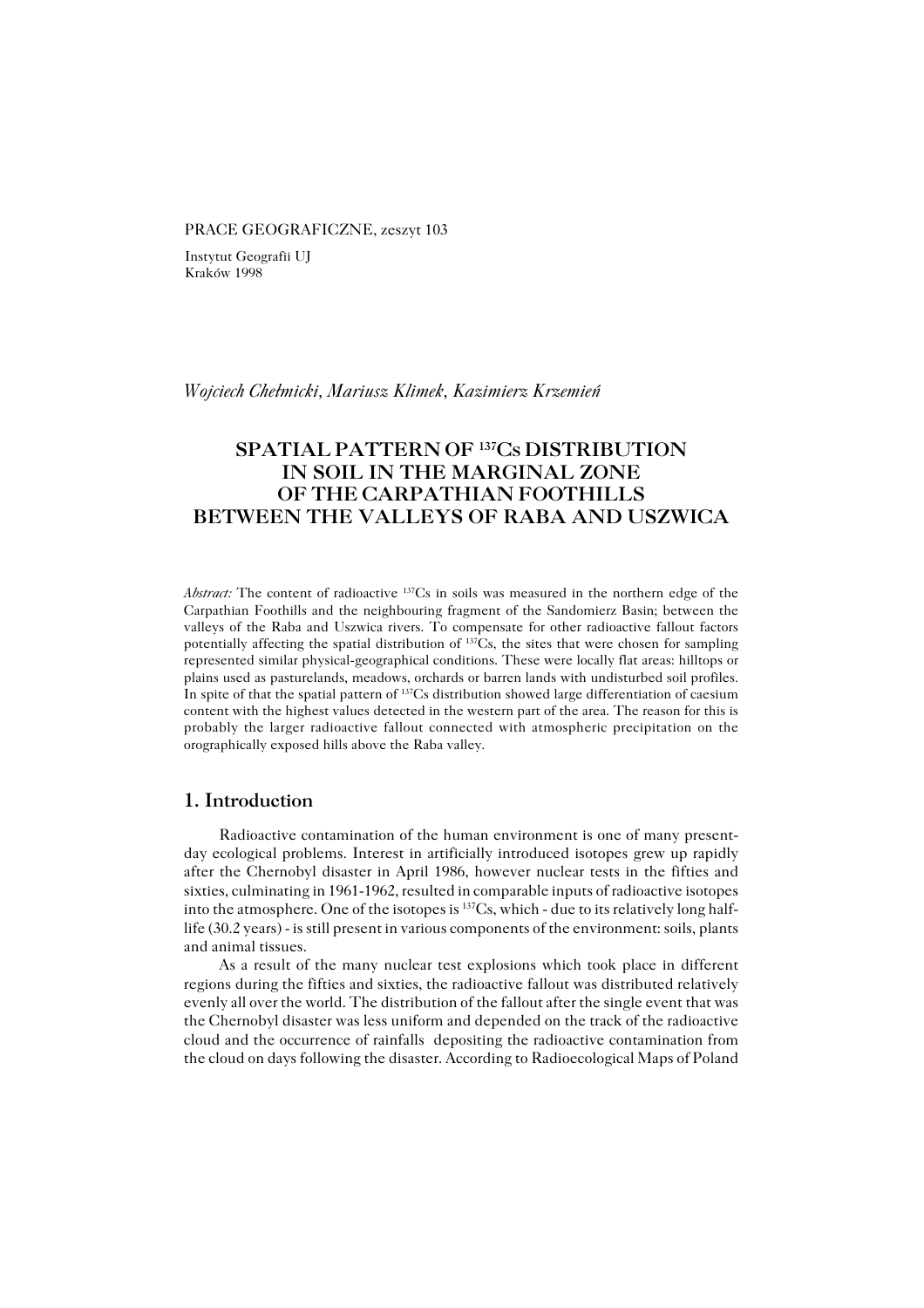PRACE GEOGRAFICZNE, zeszyt 103

Instytut Geografii UJ
Kraków 1998

*Wojciech Chełmicki, Mariusz Klimek, Kazimierz Krzemień*

# SPATIAL PATTERN OF $^{137}$Cs DISTRIBUTION IN SOIL IN THE MARGINAL ZONE OF THE CARPATHIAN FOOTHILLS BETWEEN THE VALLEYS OF RABA AND USZWICA

*Abstract:* The content of radioactive $^{137}$Cs in soils was measured in the northern edge of the Carpathian Foothills and the neighbouring fragment of the Sandomierz Basin; between the valleys of the Raba and Uszwica rivers. To compensate for other radioactive fallout factors potentially affecting the spatial distribution of $^{137}$Cs, the sites that were chosen for sampling represented similar physical-geographical conditions. These were locally flat areas: hilltops or plains used as pasturelands, meadows, orchards or barren lands with undisturbed soil profiles. In spite of that the spatial pattern of $^{137}$Cs distribution showed large differentiation of caesium content with the highest values detected in the western part of the area. The reason for this is probably the larger radioactive fallout connected with atmospheric precipitation on the orographically exposed hills above the Raba valley.

## 1. Introduction

Radioactive contamination of the human environment is one of many present-day ecological problems. Interest in artificially introduced isotopes grew up rapidly after the Chernobyl disaster in April 1986, however nuclear tests in the fifties and sixties, culminating in 1961-1962, resulted in comparable inputs of radioactive isotopes into the atmosphere. One of the isotopes is $^{137}$Cs, which - due to its relatively long half-life (30.2 years) - is still present in various components of the environment: soils, plants and animal tissues.

As a result of the many nuclear test explosions which took place in different regions during the fifties and sixties, the radioactive fallout was distributed relatively evenly all over the world. The distribution of the fallout after the single event that was the Chernobyl disaster was less uniform and depended on the track of the radioactive cloud and the occurrence of rainfalls depositing the radioactive contamination from the cloud on days following the disaster. According to Radioecological Maps of Poland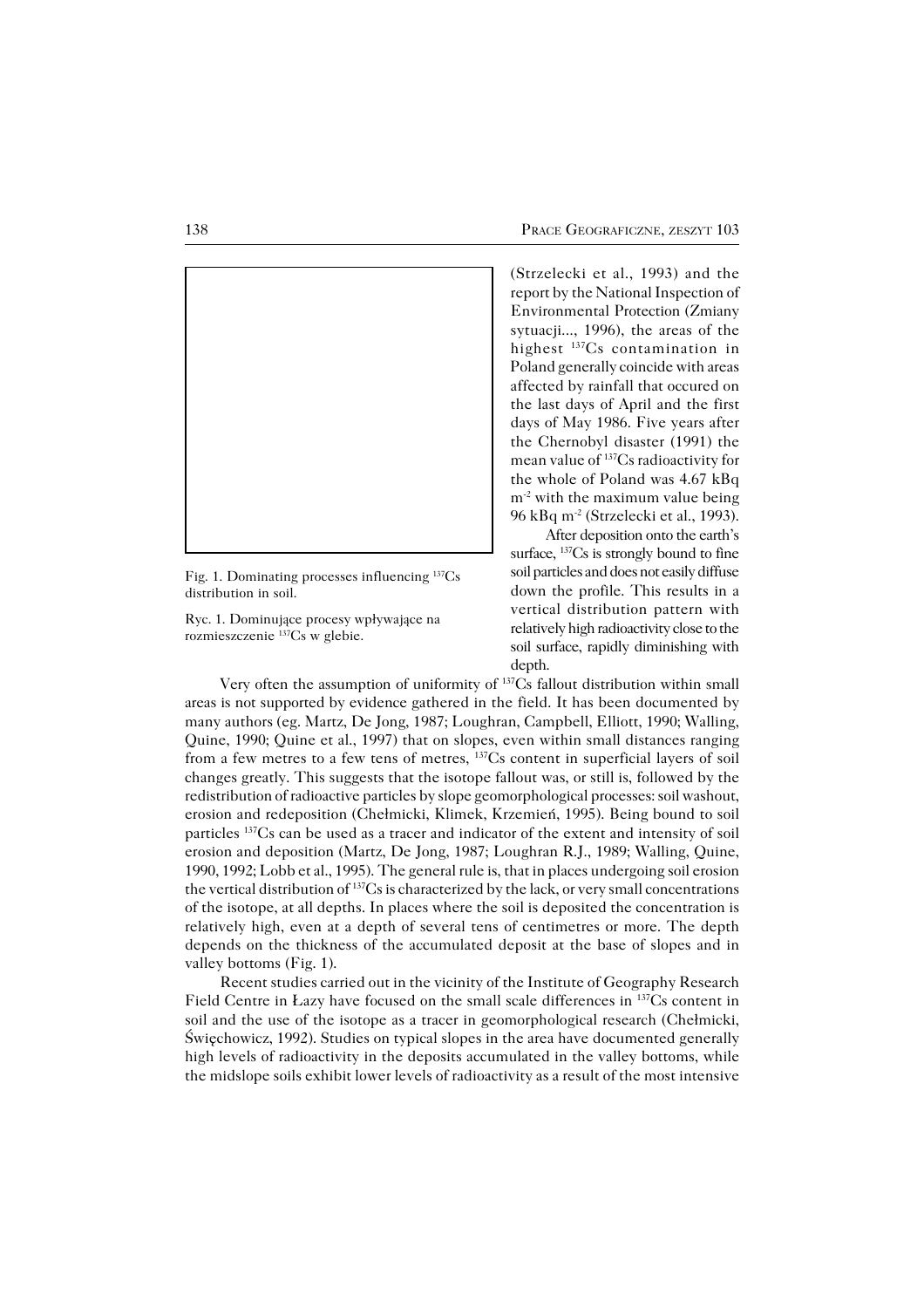(Strzelecki et al., 1993) and the report by the National Inspection of Environmental Protection (Zmiany sytuacji..., 1996), the areas of the highest $^{137}Cs$ contamination in Poland generally coincide with areas affected by rainfall that occured on the last days of April and the first days of May 1986. Five years after the Chernobyl disaster (1991) the mean value of $^{137}Cs$ radioactivity for the whole of Poland was 4.67 kBq $m^{-2}$ with the maximum value being 96 kBq $m^{-2}$ (Strzelecki et al., 1993).

After deposition onto the earth's surface, $^{137}Cs$ is strongly bound to fine soil particles and does not easily diffuse down the profile. This results in a vertical distribution pattern with relatively high radioactivity close to the soil surface, rapidly diminishing with depth.

Fig. 1. Dominating processes influencing $^{137}Cs$ distribution in soil.

Ryc. 1. Dominujące procesy wpływające na rozmieszczenie $^{137}Cs$ w glebie.

Very often the assumption of uniformity of $^{137}Cs$ fallout distribution within small areas is not supported by evidence gathered in the field. It has been documented by many authors (eg. Martz, De Jong, 1987; Loughran, Campbell, Elliott, 1990; Walling, Quine, 1990; Quine et al., 1997) that on slopes, even within small distances ranging from a few metres to a few tens of metres, $^{137}Cs$ content in superficial layers of soil changes greatly. This suggests that the isotope fallout was, or still is, followed by the redistribution of radioactive particles by slope geomorphological processes: soil washout, erosion and redeposition (Chełmicki, Klimek, Krzemień, 1995). Being bound to soil particles $^{137}Cs$ can be used as a tracer and indicator of the extent and intensity of soil erosion and deposition (Martz, De Jong, 1987; Loughran R.J., 1989; Walling, Quine, 1990, 1992; Lobb et al., 1995). The general rule is, that in places undergoing soil erosion the vertical distribution of $^{137}Cs$ is characterized by the lack, or very small concentrations of the isotope, at all depths. In places where the soil is deposited the concentration is relatively high, even at a depth of several tens of centimetres or more. The depth depends on the thickness of the accumulated deposit at the base of slopes and in valley bottoms (Fig. 1).

Recent studies carried out in the vicinity of the Institute of Geography Research Field Centre in Łazy have focused on the small scale differences in $^{137}Cs$ content in soil and the use of the isotope as a tracer in geomorphological research (Chełmicki, Święchowicz, 1992). Studies on typical slopes in the area have documented generally high levels of radioactivity in the deposits accumulated in the valley bottoms, while the midslope soils exhibit lower levels of radioactivity as a result of the most intensive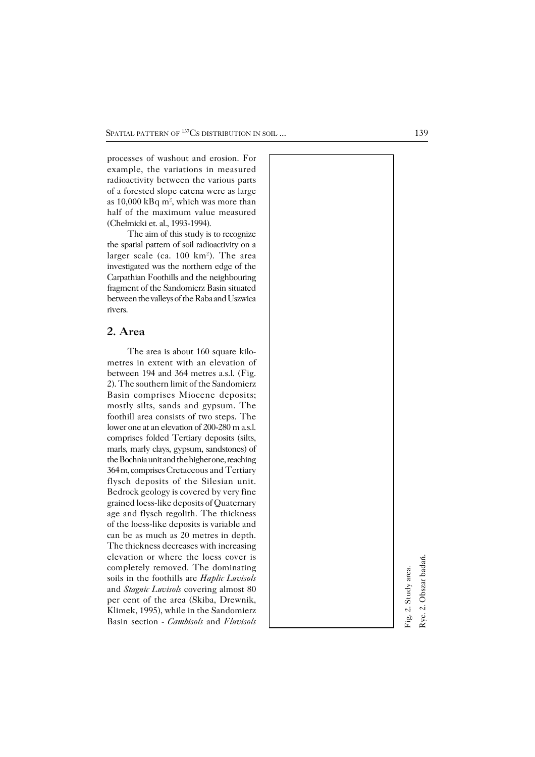processes of washout and erosion. For example, the variations in measured radioactivity between the various parts of a forested slope catena were as large as 10,000 kBq m$^2$, which was more than half of the maximum value measured (Chełmicki et. al., 1993-1994).

The aim of this study is to recognize the spatial pattern of soil radioactivity on a larger scale (ca. 100 km$^2$). The area investigated was the northern edge of the Carpathian Foothills and the neighbouring fragment of the Sandomierz Basin situated between the valleys of the Raba and Uszwica rivers.

## 2. Area

The area is about 160 square kilometres in extent with an elevation of between 194 and 364 metres a.s.l. (Fig. 2). The southern limit of the Sandomierz Basin comprises Miocene deposits; mostly silts, sands and gypsum. The foothill area consists of two steps. The lower one at an elevation of 200-280 m a.s.l. comprises folded Tertiary deposits (silts, marls, marly clays, gypsum, sandstones) of the Bochnia unit and the higher one, reaching 364 m, comprises Cretaceous and Tertiary flysch deposits of the Silesian unit. Bedrock geology is covered by very fine grained loess-like deposits of Quaternary age and flysch regolith. The thickness of the loess-like deposits is variable and can be as much as 20 metres in depth. The thickness decreases with increasing elevation or where the loess cover is completely removed. The dominating soils in the foothills are *Haplic Luvisols* and *Stagnic Luvisols* covering almost 80 per cent of the area (Skiba, Drewnik, Klimek, 1995), while in the Sandomierz Basin section - *Cambisols* and *Fluvisols*

Fig. 2. Study area.

Ryc. 2. Obszar badań.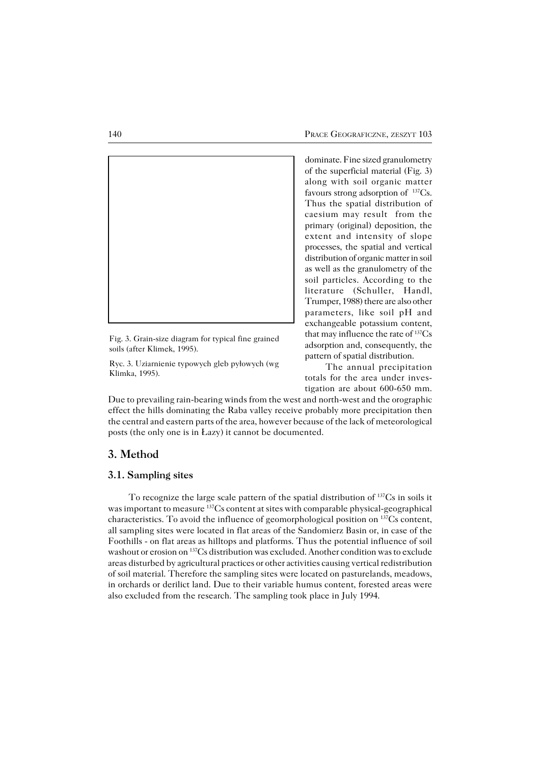Fig. 3. Grain-size diagram for typical fine grained soils (after Klimek, 1995).

Ryc. 3. Uziarnienie typowych gleb pyłowych (wg Klimka, 1995).

dominate. Fine sized granulometry of the superficial material (Fig. 3) along with soil organic matter favours strong adsorption of $^{137}$Cs. Thus the spatial distribution of caesium may result from the primary (original) deposition, the extent and intensity of slope processes, the spatial and vertical distribution of organic matter in soil as well as the granulometry of the soil particles. According to the literature (Schuller, Handl, Trumper, 1988) there are also other parameters, like soil pH and exchangeable potassium content, that may influence the rate of $^{137}$Cs adsorption and, consequently, the pattern of spatial distribution.

The annual precipitation totals for the area under investigation are about 600-650 mm. Due to prevailing rain-bearing winds from the west and north-west and the orographic effect the hills dominating the Raba valley receive probably more precipitation then the central and eastern parts of the area, however because of the lack of meteorological posts (the only one is in Łazy) it cannot be documented.

## 3. Method

### 3.1. Sampling sites

To recognize the large scale pattern of the spatial distribution of $^{137}$Cs in soils it was important to measure $^{137}$Cs content at sites with comparable physical-geographical characteristics. To avoid the influence of geomorphological position on $^{137}$Cs content, all sampling sites were located in flat areas of the Sandomierz Basin or, in case of the Foothills - on flat areas as hilltops and platforms. Thus the potential influence of soil washout or erosion on $^{137}$Cs distribution was excluded. Another condition was to exclude areas disturbed by agricultural practices or other activities causing vertical redistribution of soil material. Therefore the sampling sites were located on pasturelands, meadows, in orchards or derilict land. Due to their variable humus content, forested areas were also excluded from the research. The sampling took place in July 1994.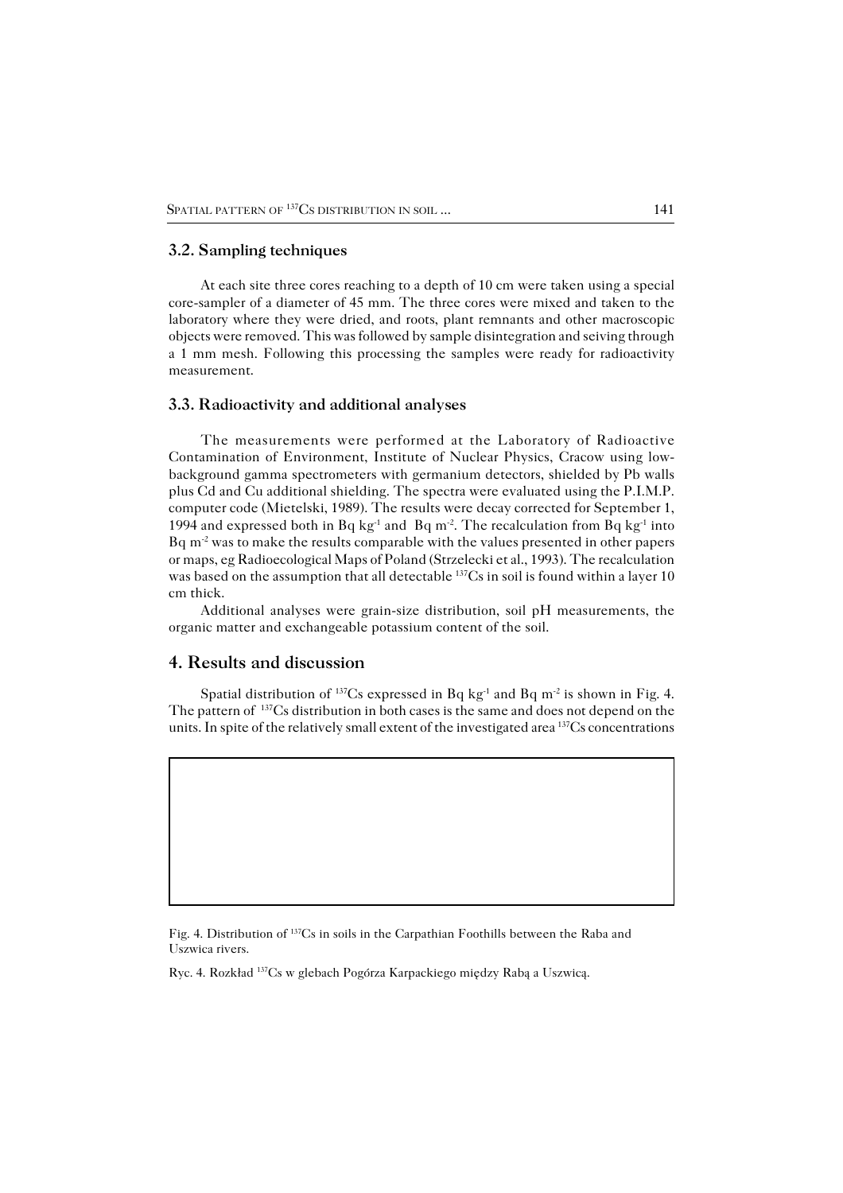### 3.2. Sampling techniques

At each site three cores reaching to a depth of 10 cm were taken using a special core-sampler of a diameter of 45 mm. The three cores were mixed and taken to the laboratory where they were dried, and roots, plant remnants and other macroscopic objects were removed. This was followed by sample disintegration and seiving through a 1 mm mesh. Following this processing the samples were ready for radioactivity measurement.

### 3.3. Radioactivity and additional analyses

The measurements were performed at the Laboratory of Radioactive Contamination of Environment, Institute of Nuclear Physics, Cracow using low-background gamma spectrometers with germanium detectors, shielded by Pb walls plus Cd and Cu additional shielding. The spectra were evaluated using the P.I.M.P. computer code (Mietelski, 1989). The results were decay corrected for September 1, 1994 and expressed both in Bq $kg^{-1}$ and Bq $m^{-2}$. The recalculation from Bq $kg^{-1}$ into Bq $m^{-2}$ was to make the results comparable with the values presented in other papers or maps, eg Radioecological Maps of Poland (Strzelecki et al., 1993). The recalculation was based on the assumption that all detectable $^{137}Cs$ in soil is found within a layer 10 cm thick.

Additional analyses were grain-size distribution, soil pH measurements, the organic matter and exchangeable potassium content of the soil.

## 4. Results and discussion

Spatial distribution of $^{137}Cs$ expressed in Bq $kg^{-1}$ and Bq $m^{-2}$ is shown in Fig. 4. The pattern of $^{137}Cs$ distribution in both cases is the same and does not depend on the units. In spite of the relatively small extent of the investigated area $^{137}Cs$ concentrations

Fig. 4. Distribution of $^{137}Cs$ in soils in the Carpathian Foothills between the Raba and Uszwica rivers.

Ryc. 4. Rozkład $^{137}Cs$ w glebach Pogórza Karpackiego między Rabą a Uszwicą.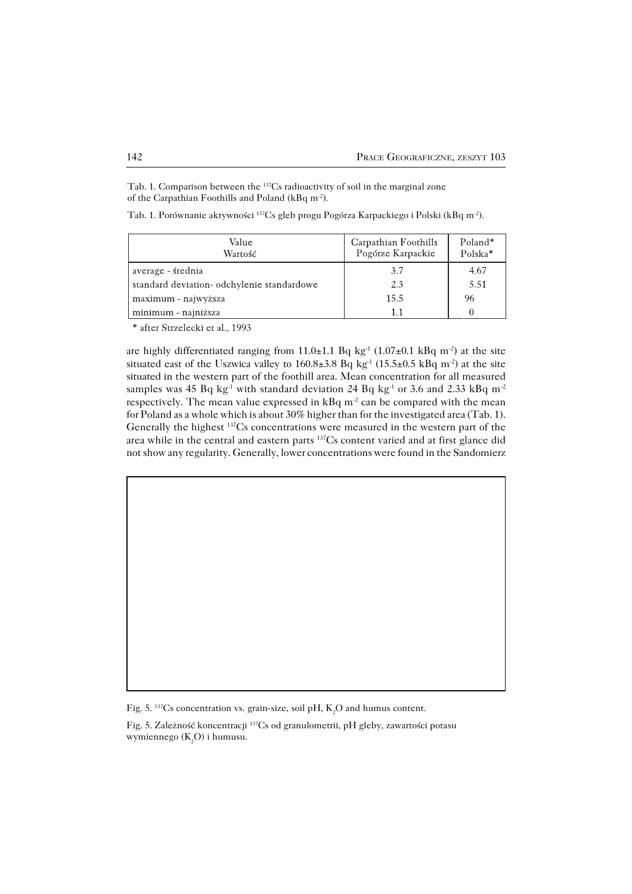Tab. 1. Comparison between the $^{137}Cs$ radioactivity of soil in the marginal zone of the Carpathian Foothills and Poland (kBq $m^{-2}$).

Tab. 1. Porównanie aktywności $^{137}Cs$ gleb progu Pogórza Karpackiego i Polski (kBq $m^{-2}$).

| Value<br>Wartość | Carpathian Foothills<br>Pogórze Karpackie | Poland*<br>Polska* |
|---|---|---|
| average - średnia | 3.7 | 4.67 |
| standard deviation- odchylenie standardowe | 2.3 | 5.51 |
| maximum - najwyższa | 15.5 | 96 |
| minimum - najniższa | 1.1 | 0 |

* after Strzelecki et al., 1993

are highly differentiated ranging from 11.0±1.1 Bq $kg^{-1}$ (1.07±0.1 kBq $m^{-2}$) at the site situated east of the Uszwica valley to 160.8±3.8 Bq $kg^{-1}$ (15.5±0.5 kBq $m^{-2}$) at the site situated in the western part of the foothill area. Mean concentration for all measured samples was 45 Bq $kg^{-1}$ with standard deviation 24 Bq $kg^{-1}$ or 3.6 and 2.33 kBq $m^{-2}$ respectively. The mean value expressed in kBq $m^{-2}$ can be compared with the mean for Poland as a whole which is about 30% higher than for the investigated area (Tab. 1). Generally the highest $^{137}Cs$ concentrations were measured in the western part of the area while in the central and eastern parts $^{137}Cs$ content varied and at first glance did not show any regularity. Generally, lower concentrations were found in the Sandomierz

Fig. 5. $^{137}Cs$ concentration vs. grain-size, soil pH, $K_2O$ and humus content.

Fig. 5. Zależność koncentracji $^{137}Cs$ od granulometrii, pH gleby, zawartości potasu wymiennego ($K_2O$) i humusu.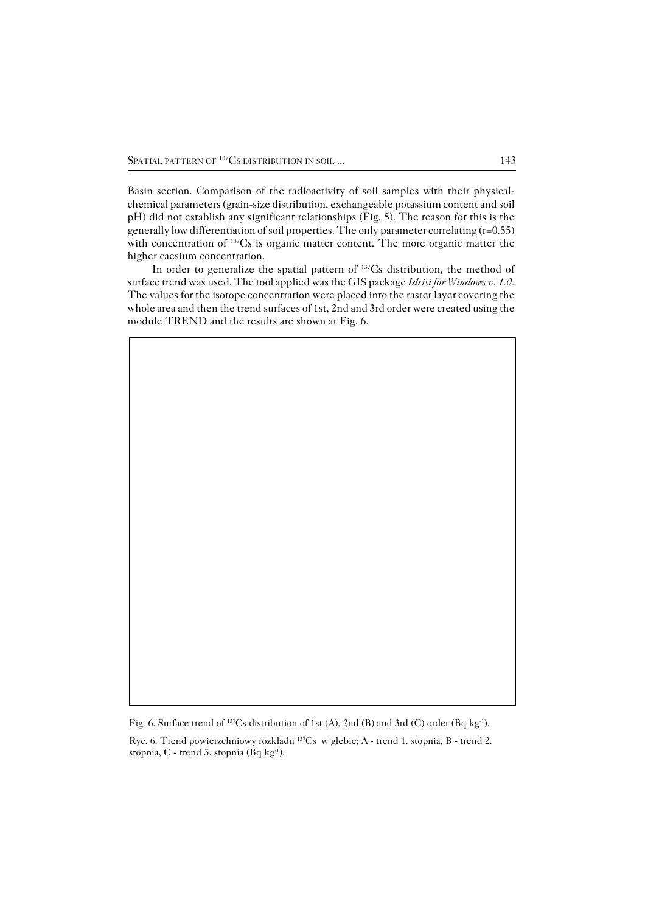Basin section. Comparison of the radioactivity of soil samples with their physical-chemical parameters (grain-size distribution, exchangeable potassium content and soil pH) did not establish any significant relationships (Fig. 5). The reason for this is the generally low differentiation of soil properties. The only parameter correlating (r=0.55) with concentration of $^{137}Cs$ is organic matter content. The more organic matter the higher caesium concentration.

In order to generalize the spatial pattern of $^{137}Cs$ distribution, the method of surface trend was used. The tool applied was the GIS package *Idrisi for Windows v. 1.0*. The values for the isotope concentration were placed into the raster layer covering the whole area and then the trend surfaces of 1st, 2nd and 3rd order were created using the module TREND and the results are shown at Fig. 6.

Fig. 6. Surface trend of $^{137}Cs$ distribution of 1st (A), 2nd (B) and 3rd (C) order (Bq $kg^{-1}$).

Ryc. 6. Trend powierzchniowy rozkładu $^{137}Cs$ w glebie; A - trend 1. stopnia, B - trend 2. stopnia, C - trend 3. stopnia (Bq $kg^{-1}$).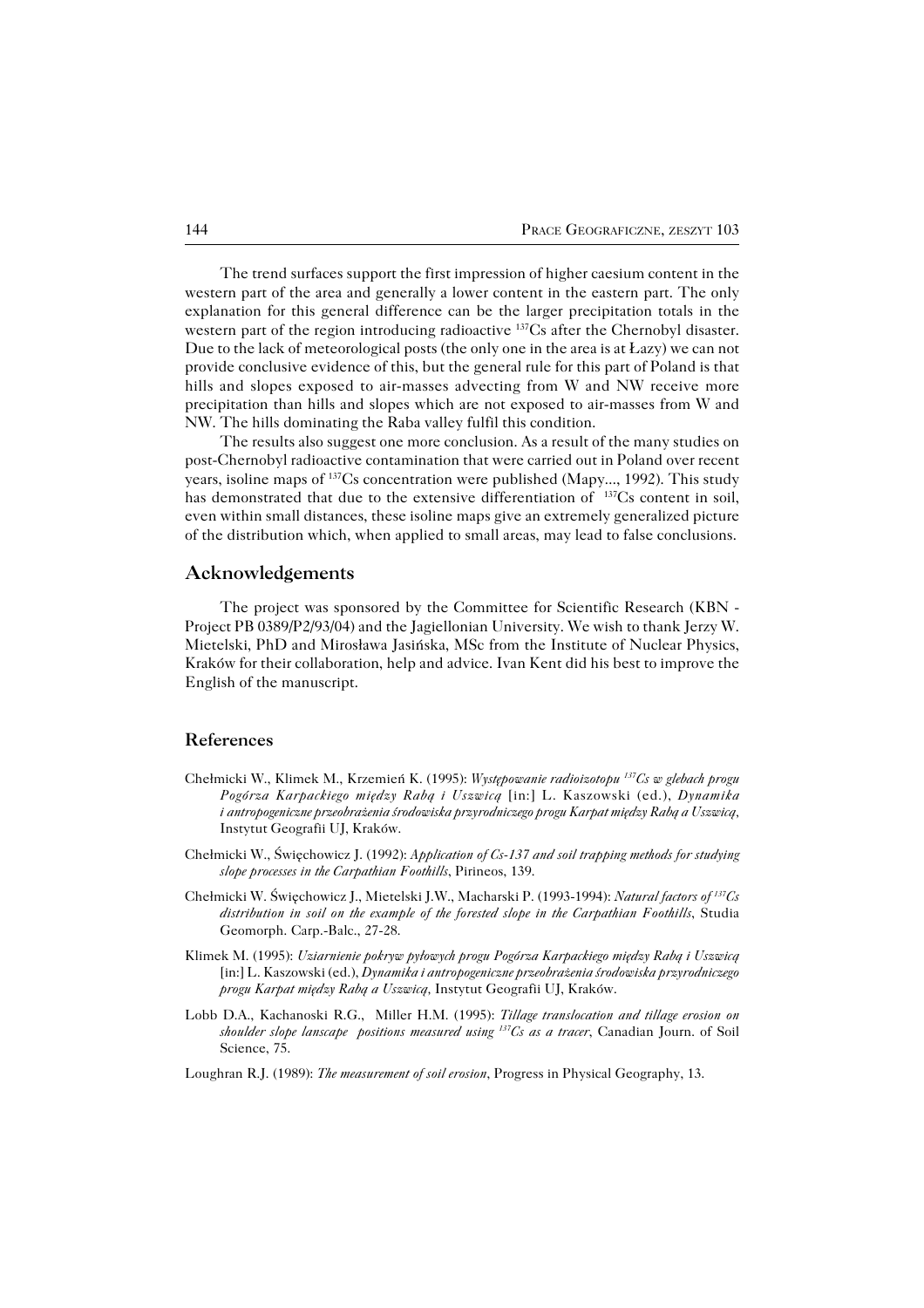The trend surfaces support the first impression of higher caesium content in the western part of the area and generally a lower content in the eastern part. The only explanation for this general difference can be the larger precipitation totals in the western part of the region introducing radioactive $^{137}$Cs after the Chernobyl disaster. Due to the lack of meteorological posts (the only one in the area is at Łazy) we can not provide conclusive evidence of this, but the general rule for this part of Poland is that hills and slopes exposed to air-masses advecting from W and NW receive more precipitation than hills and slopes which are not exposed to air-masses from W and NW. The hills dominating the Raba valley fulfil this condition.

The results also suggest one more conclusion. As a result of the many studies on post-Chernobyl radioactive contamination that were carried out in Poland over recent years, isoline maps of $^{137}$Cs concentration were published (Mapy..., 1992). This study has demonstrated that due to the extensive differentiation of $^{137}$Cs content in soil, even within small distances, these isoline maps give an extremely generalized picture of the distribution which, when applied to small areas, may lead to false conclusions.

## Acknowledgements

The project was sponsored by the Committee for Scientific Research (KBN - Project PB 0389/P2/93/04) and the Jagiellonian University. We wish to thank Jerzy W. Mietelski, PhD and Mirosława Jasińska, MSc from the Institute of Nuclear Physics, Kraków for their collaboration, help and advice. Ivan Kent did his best to improve the English of the manuscript.

## References

Chełmicki W., Klimek M., Krzemień K. (1995): *Występowanie radioizotopu $^{137}$Cs w glebach progu Pogórza Karpackiego między Rabą i Uszwicą* [in:] L. Kaszowski (ed.), *Dynamika i antropogeniczne przeobrażenia środowiska przyrodniczego progu Karpat między Rabą a Uszwicą*, Instytut Geografii UJ, Kraków.

Chełmicki W., Święchowicz J. (1992): *Application of Cs-137 and soil trapping methods for studying slope processes in the Carpathian Foothills*, Pirineos, 139.

Chełmicki W. Święchowicz J., Mietelski J.W., Macharski P. (1993-1994): *Natural factors of $^{137}$Cs distribution in soil on the example of the forested slope in the Carpathian Foothills*, Studia Geomorph. Carp.-Balc., 27-28.

Klimek M. (1995): *Uziarnienie pokryw pyłowych progu Pogórza Karpackiego między Rabą i Uszwicą* [in:] L. Kaszowski (ed.), *Dynamika i antropogeniczne przeobrażenia środowiska przyrodniczego progu Karpat między Rabą a Uszwicą,* Instytut Geografii UJ, Kraków.

Lobb D.A., Kachanoski R.G., Miller H.M. (1995): *Tillage translocation and tillage erosion on shoulder slope lanscape positions measured using $^{137}$Cs as a tracer*, Canadian Journ. of Soil Science, 75.

Loughran R.J. (1989): *The measurement of soil erosion*, Progress in Physical Geography, 13.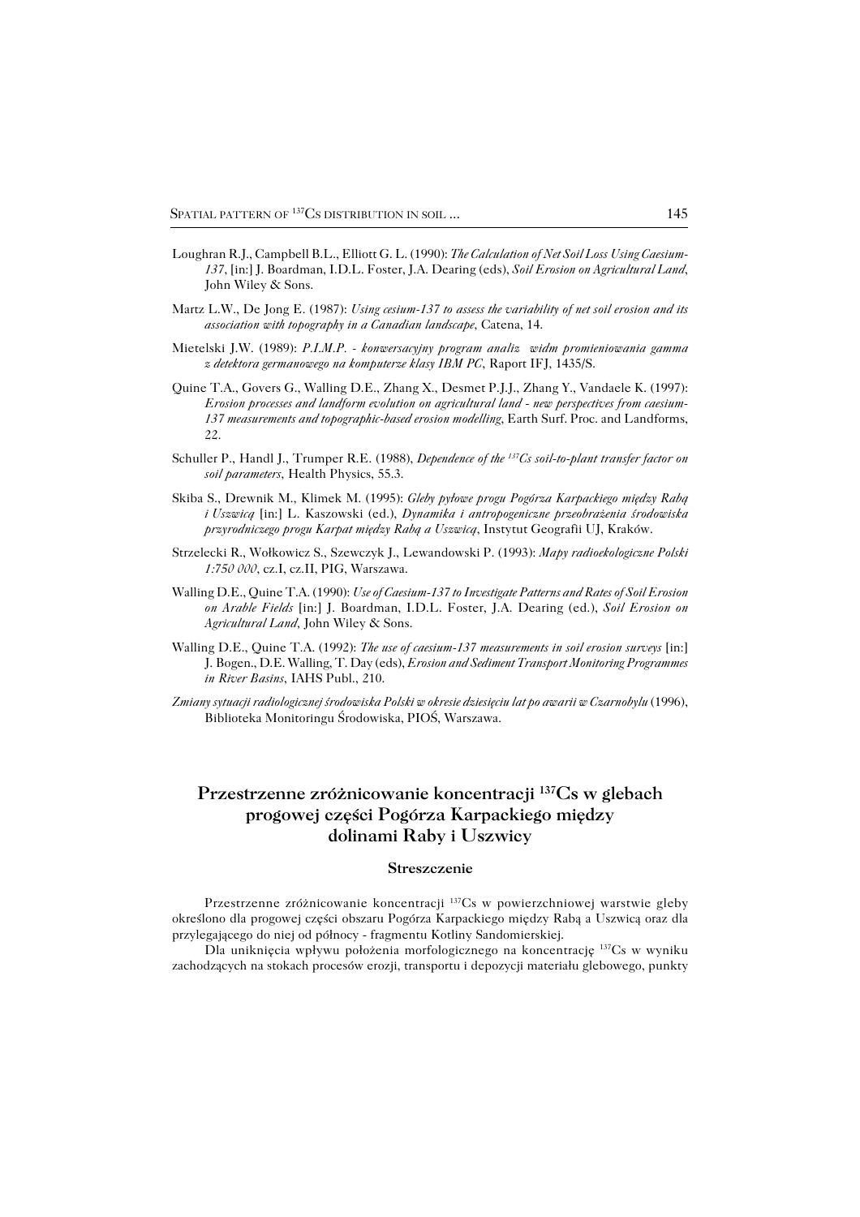Loughran R.J., Campbell B.L., Elliott G. L. (1990): *The Calculation of Net Soil Loss Using Caesium-137*, [in:] J. Boardman, I.D.L. Foster, J.A. Dearing (eds), *Soil Erosion on Agricultural Land*, John Wiley & Sons.

Martz L.W., De Jong E. (1987): *Using cesium-137 to assess the variability of net soil erosion and its association with topography in a Canadian landscape*, Catena, 14.

Mietelski J.W. (1989): *P.I.M.P. - konwersacyjny program analiz widm promieniowania gamma z detektora germanowego na komputerze klasy IBM PC*, Raport IFJ, 1435/S.

Quine T.A., Govers G., Walling D.E., Zhang X., Desmet P.J.J., Zhang Y., Vandaele K. (1997): *Erosion processes and landform evolution on agricultural land - new perspectives from caesium-137 measurements and topographic-based erosion modelling*, Earth Surf. Proc. and Landforms, 22.

Schuller P., Handl J., Trumper R.E. (1988), *Dependence of the $^{137}Cs$ soil-to-plant transfer factor on soil parameters*, Health Physics, 55.3.

Skiba S., Drewnik M., Klimek M. (1995): *Gleby pyłowe progu Pogórza Karpackiego między Rabą i Uszwicą* [in:] L. Kaszowski (ed.), *Dynamika i antropogeniczne przeobrażenia środowiska przyrodniczego progu Karpat między Rabą a Uszwicą*, Instytut Geografii UJ, Kraków.

Strzelecki R., Wołkowicz S., Szewczyk J., Lewandowski P. (1993): *Mapy radioekologiczne Polski 1:750 000*, cz.I, cz.II, PIG, Warszawa.

Walling D.E., Quine T.A. (1990): *Use of Caesium-137 to Investigate Patterns and Rates of Soil Erosion on Arable Fields* [in:] J. Boardman, I.D.L. Foster, J.A. Dearing (ed.), *Soil Erosion on Agricultural Land*, John Wiley & Sons.

Walling D.E., Quine T.A. (1992): *The use of caesium-137 measurements in soil erosion surveys* [in:] J. Bogen., D.E. Walling, T. Day (eds), *Erosion and Sediment Transport Monitoring Programmes in River Basins*, IAHS Publ., 210.

*Zmiany sytuacji radiologicznej środowiska Polski w okresie dziesięciu lat po awarii w Czarnobylu* (1996), Biblioteka Monitoringu Środowiska, PIOŚ, Warszawa.

## Przestrzenne zróżnicowanie koncentracji $^{137}Cs$ w glebach progowej części Pogórza Karpackiego między dolinami Raby i Uszwicy

### Streszczenie

Przestrzenne zróżnicowanie koncentracji $^{137}Cs$ w powierzchniowej warstwie gleby określono dla progowej części obszaru Pogórza Karpackiego między Rabą a Uszwicą oraz dla przylegającego do niej od północy - fragmentu Kotliny Sandomierskiej.

Dla uniknięcia wpływu położenia morfologicznego na koncentrację $^{137}Cs$ w wyniku zachodzących na stokach procesów erozji, transportu i depozycji materiału glebowego, punkty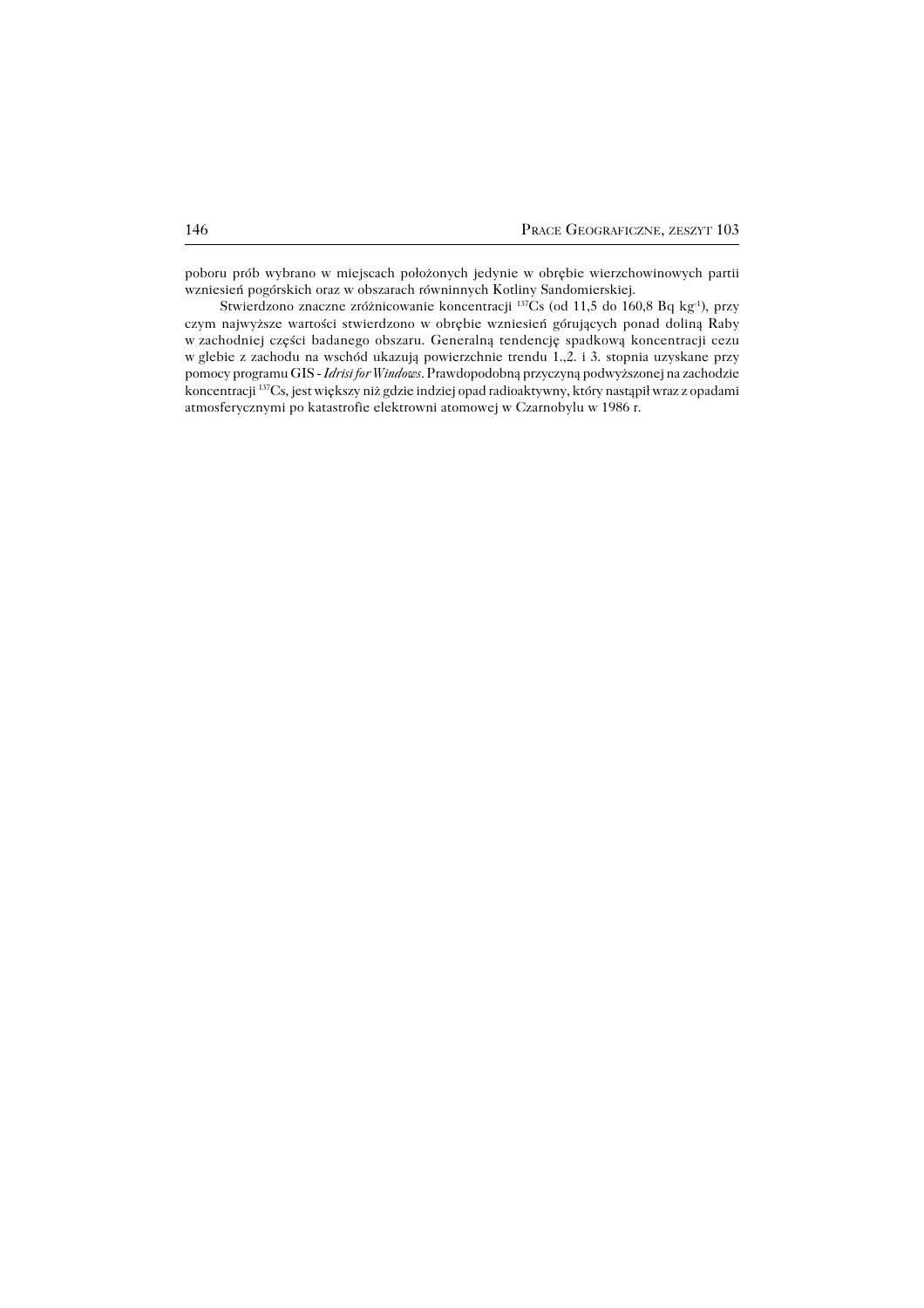poboru prób wybrano w miejscach położonych jedynie w obrębie wierzchowinowych partii wzniesień pogórskich oraz w obszarach równinnych Kotliny Sandomierskiej.

Stwierdzono znaczne zróżnicowanie koncentracji $^{137}Cs$ (od 11,5 do 160,8 Bq kg$^{-1}$), przy czym najwyższe wartości stwierdzono w obrębie wzniesień górujących ponad doliną Raby w zachodniej części badanego obszaru. Generalną tendencję spadkową koncentracji cezu w glebie z zachodu na wschód ukazują powierzchnie trendu 1.,2. i 3. stopnia uzyskane przy pomocy programu GIS - *Idrisi for Windows*. Prawdopodobną przyczyną podwyższonej na zachodzie koncentracji $^{137}Cs$, jest większy niż gdzie indziej opad radioaktywny, który nastąpił wraz z opadami atmosferycznymi po katastrofie elektrowni atomowej w Czarnobylu w 1986 r.